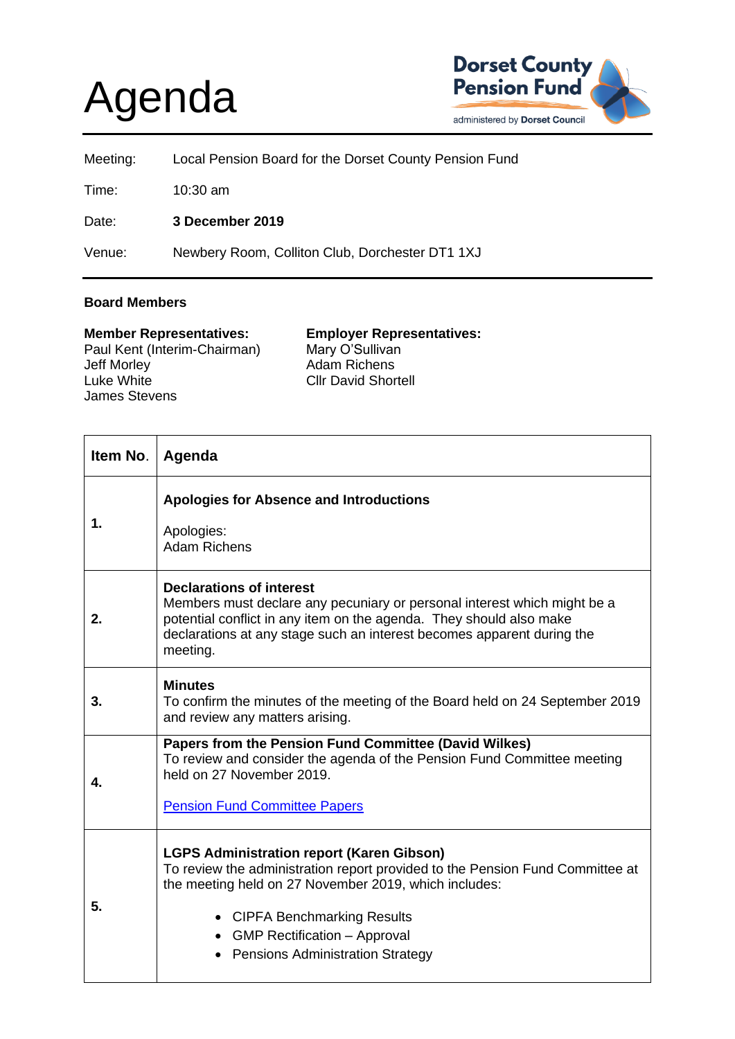# Agenda

Dorset County Pension Fund
administered by Dorset Council

| | |
|---|---|
| Meeting: | Local Pension Board for the Dorset County Pension Fund |
| Time: | 10:30 am |
| Date: | **3 December 2019** |
| Venue: | Newbery Room, Colliton Club, Dorchester DT1 1XJ |

**Board Members**

**Member Representatives:**
Paul Kent (Interim-Chairman)
Jeff Morley
Luke White
James Stevens

**Employer Representatives:**
Mary O'Sullivan
Adam Richens
Cllr David Shortell

| Item No. | Agenda |
|---|---|
| 1. | **Apologies for Absence and Introductions**<br><br>Apologies:<br>Adam Richens |
| 2. | **Declarations of interest**<br>Members must declare any pecuniary or personal interest which might be a potential conflict in any item on the agenda. They should also make declarations at any stage such an interest becomes apparent during the meeting. |
| 3. | **Minutes**<br>To confirm the minutes of the meeting of the Board held on 24 September 2019 and review any matters arising. |
| 4. | **Papers from the Pension Fund Committee (David Wilkes)**<br>To review and consider the agenda of the Pension Fund Committee meeting held on 27 November 2019.<br><br>Pension Fund Committee Papers |
| 5. | **LGPS Administration report (Karen Gibson)**<br>To review the administration report provided to the Pension Fund Committee at the meeting held on 27 November 2019, which includes:<br><br>• CIPFA Benchmarking Results<br>• GMP Rectification – Approval<br>• Pensions Administration Strategy |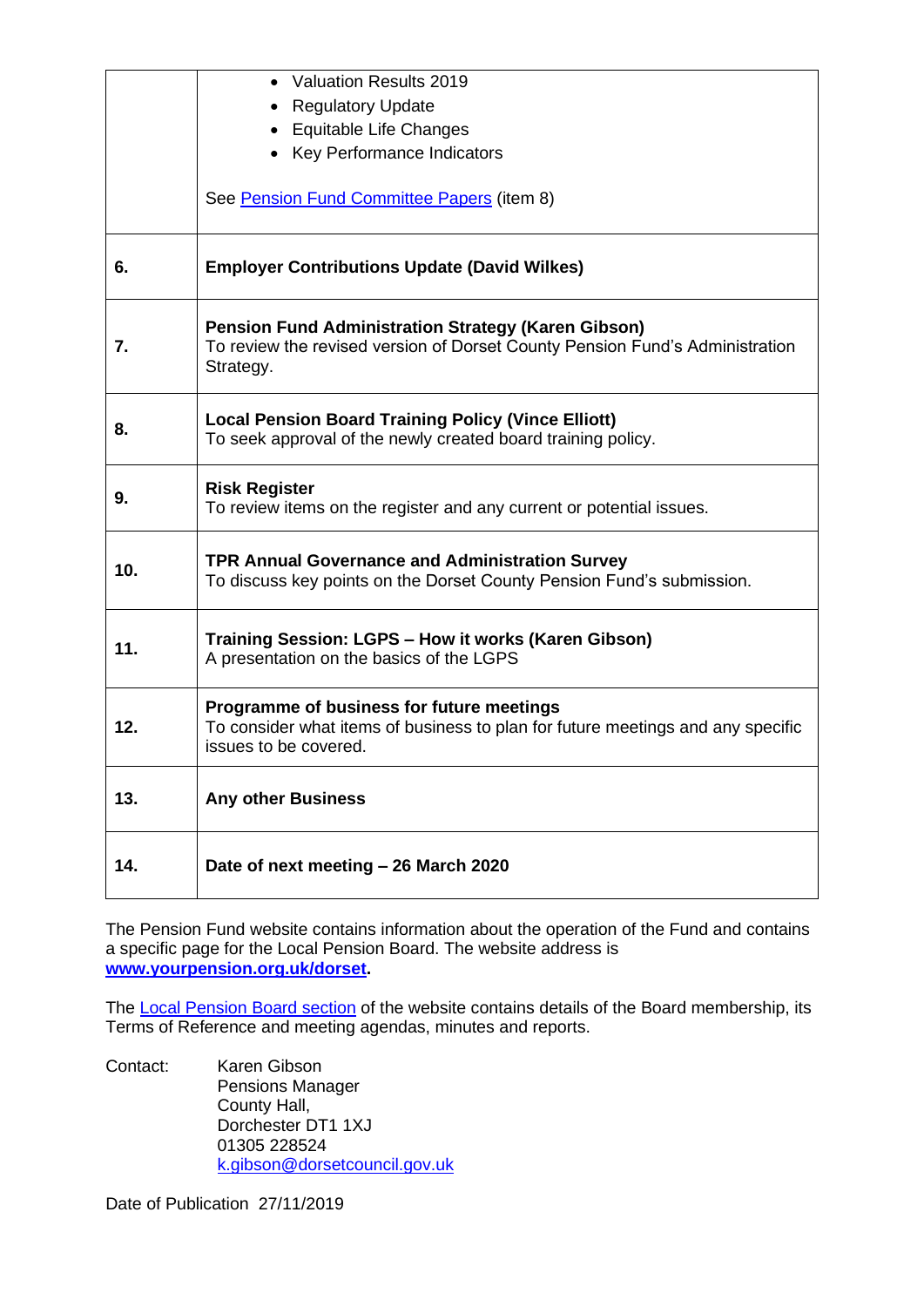| | |
|---|---|
| | • Valuation Results 2019<br>• Regulatory Update<br>• Equitable Life Changes<br>• Key Performance Indicators<br><br>See Pension Fund Committee Papers (item 8) |
| 6. | **Employer Contributions Update (David Wilkes)** |
| 7. | **Pension Fund Administration Strategy (Karen Gibson)**<br>To review the revised version of Dorset County Pension Fund's Administration Strategy. |
| 8. | **Local Pension Board Training Policy (Vince Elliott)**<br>To seek approval of the newly created board training policy. |
| 9. | **Risk Register**<br>To review items on the register and any current or potential issues. |
| 10. | **TPR Annual Governance and Administration Survey**<br>To discuss key points on the Dorset County Pension Fund's submission. |
| 11. | **Training Session: LGPS – How it works (Karen Gibson)**<br>A presentation on the basics of the LGPS |
| 12. | **Programme of business for future meetings**<br>To consider what items of business to plan for future meetings and any specific issues to be covered. |
| 13. | **Any other Business** |
| 14. | **Date of next meeting – 26 March 2020** |

The Pension Fund website contains information about the operation of the Fund and contains a specific page for the Local Pension Board. The website address is **www.yourpension.org.uk/dorset.**

The Local Pension Board section of the website contains details of the Board membership, its Terms of Reference and meeting agendas, minutes and reports.

Contact: Karen Gibson
Pensions Manager
County Hall,
Dorchester DT1 1XJ
01305 228524
k.gibson@dorsetcouncil.gov.uk

Date of Publication 27/11/2019